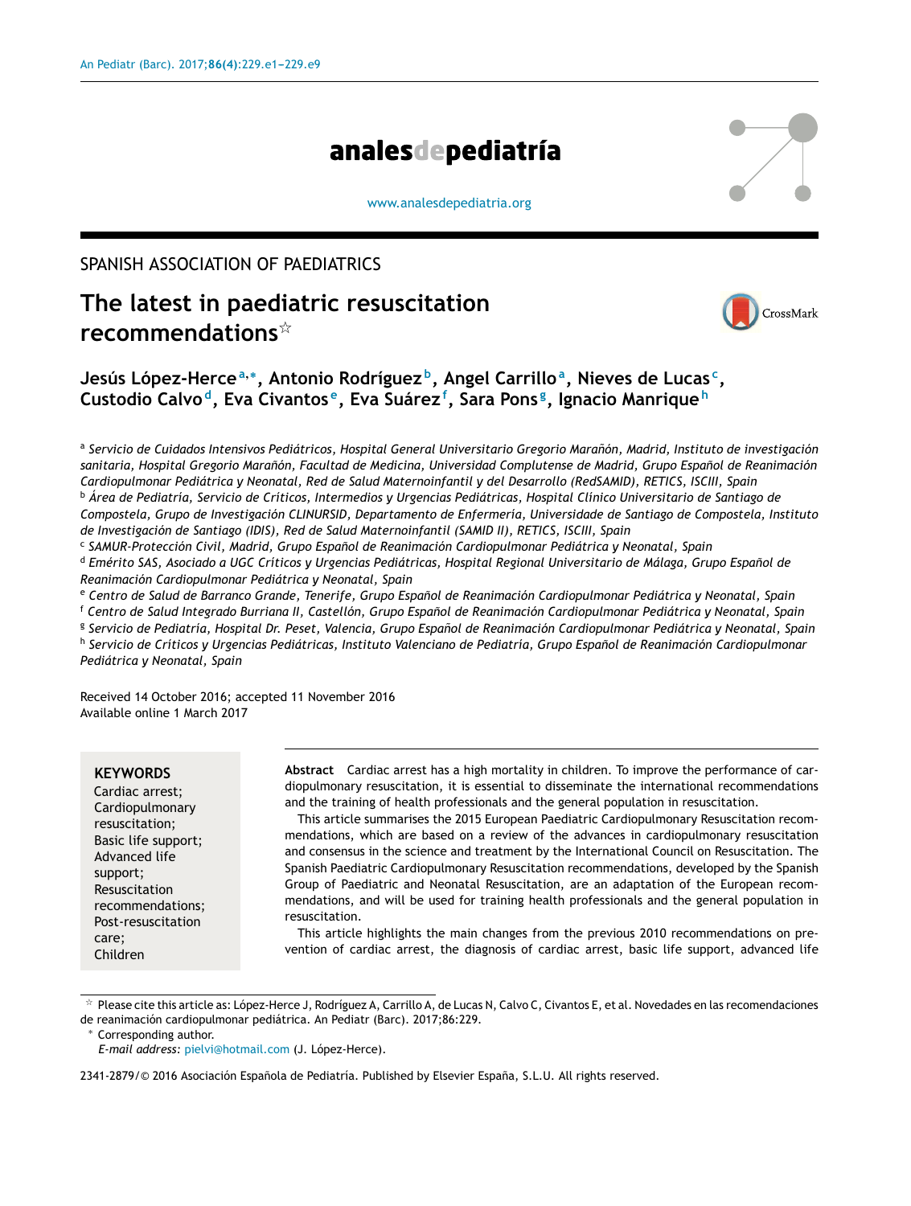SPANISH ASSOCIATION OF PAEDIATRICS

# The latest in paediatric resuscitation recommendations☆

**Jesús López-Herce[a,*], Antonio Rodríguez[b], Angel Carrillo[a], Nieves de Lucas[c], Custodio Calvo[d], Eva Civantos[e], Eva Suárez[f], Sara Pons[g], Ignacio Manrique[h]**

[a] *Servicio de Cuidados Intensivos Pediátricos, Hospital General Universitario Gregorio Marañón, Madrid, Instituto de investigación sanitaria, Hospital Gregorio Marañón, Facultad de Medicina, Universidad Complutense de Madrid, Grupo Español de Reanimación Cardiopulmonar Pediátrica y Neonatal, Red de Salud Maternoinfantil y del Desarrollo (RedSAMID), RETICS, ISCIII, Spain*

[b] *Área de Pediatría, Servicio de Críticos, Intermedios y Urgencias Pediátricas, Hospital Clínico Universitario de Santiago de Compostela, Grupo de Investigación CLINURSID, Departamento de Enfermería, Universidade de Santiago de Compostela, Instituto de Investigación de Santiago (IDIS), Red de Salud Maternoinfantil (SAMID II), RETICS, ISCIII, Spain*

[c] *SAMUR-Protección Civil, Madrid, Grupo Español de Reanimación Cardiopulmonar Pediátrica y Neonatal, Spain*

[d] *Emérito SAS, Asociado a UGC Críticos y Urgencias Pediátricas, Hospital Regional Universitario de Málaga, Grupo Español de Reanimación Cardiopulmonar Pediátrica y Neonatal, Spain*

[e] *Centro de Salud de Barranco Grande, Tenerife, Grupo Español de Reanimación Cardiopulmonar Pediátrica y Neonatal, Spain*

[f] *Centro de Salud Integrado Burriana II, Castellón, Grupo Español de Reanimación Cardiopulmonar Pediátrica y Neonatal, Spain*

[g] *Servicio de Pediatría, Hospital Dr. Peset, Valencia, Grupo Español de Reanimación Cardiopulmonar Pediátrica y Neonatal, Spain*

[h] *Servicio de Críticos y Urgencias Pediátricas, Instituto Valenciano de Pediatría, Grupo Español de Reanimación Cardiopulmonar Pediátrica y Neonatal, Spain*

Received 14 October 2016; accepted 11 November 2016
Available online 1 March 2017

**KEYWORDS**
Cardiac arrest;
Cardiopulmonary resuscitation;
Basic life support;
Advanced life support;
Resuscitation recommendations;
Post-resuscitation care;
Children

**Abstract** Cardiac arrest has a high mortality in children. To improve the performance of cardiopulmonary resuscitation, it is essential to disseminate the international recommendations and the training of health professionals and the general population in resuscitation.

This article summarises the 2015 European Paediatric Cardiopulmonary Resuscitation recommendations, which are based on a review of the advances in cardiopulmonary resuscitation and consensus in the science and treatment by the International Council on Resuscitation. The Spanish Paediatric Cardiopulmonary Resuscitation recommendations, developed by the Spanish Group of Paediatric and Neonatal Resuscitation, are an adaptation of the European recommendations, and will be used for training health professionals and the general population in resuscitation.

This article highlights the main changes from the previous 2010 recommendations on prevention of cardiac arrest, the diagnosis of cardiac arrest, basic life support, advanced life

☆ Please cite this article as: López-Herce J, Rodríguez A, Carrillo A, de Lucas N, Calvo C, Civantos E, et al. Novedades en las recomendaciones de reanimación cardiopulmonar pediátrica. An Pediatr (Barc). 2017;86:229.

\* Corresponding author.
*E-mail address:* pielvi@hotmail.com (J. López-Herce).

2341-2879/© 2016 Asociación Española de Pediatría. Published by Elsevier España, S.L.U. All rights reserved.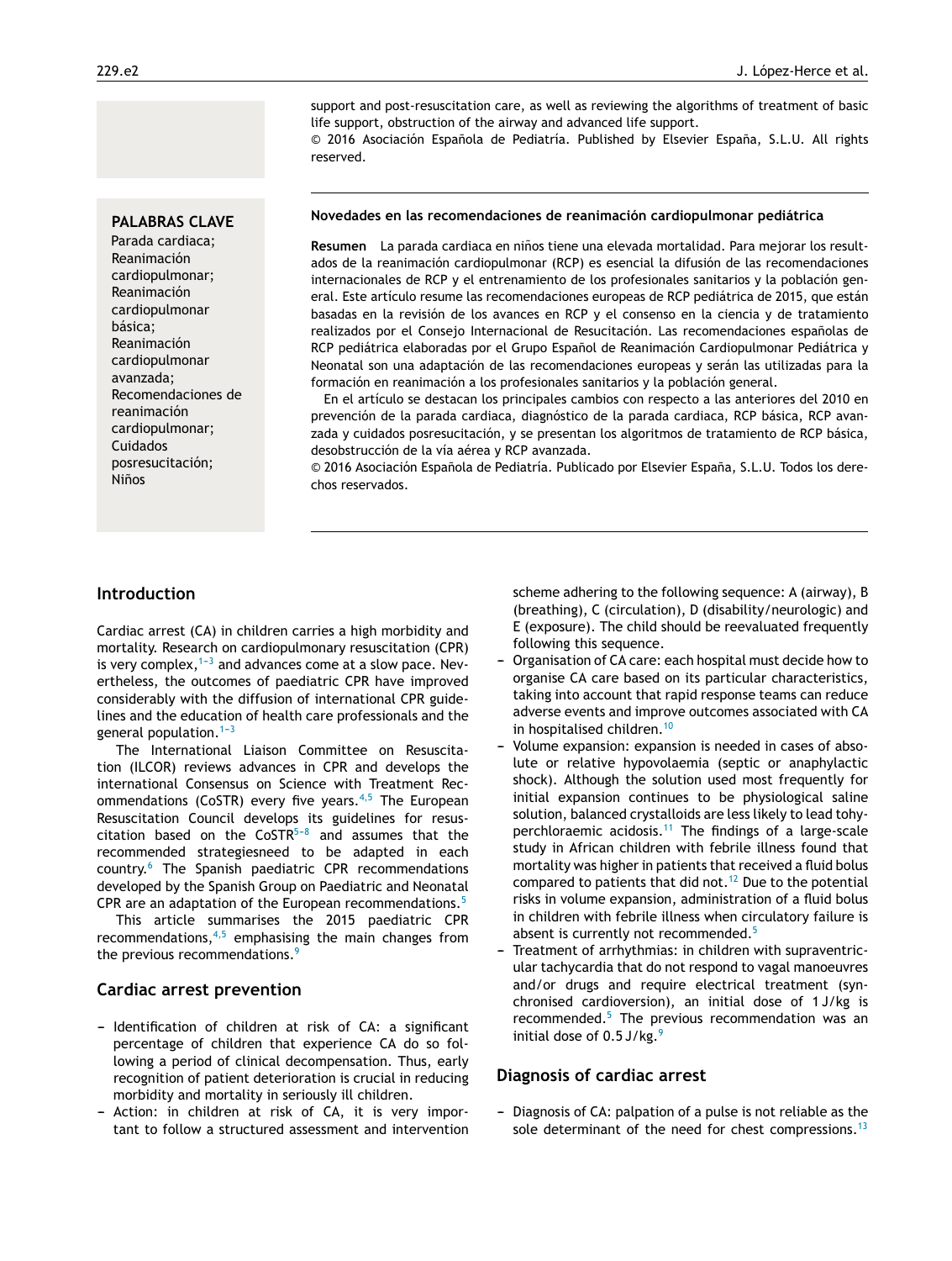support and post-resuscitation care, as well as reviewing the algorithms of treatment of basic life support, obstruction of the airway and advanced life support.
© 2016 Asociación Española de Pediatría. Published by Elsevier España, S.L.U. All rights reserved.

**PALABRAS CLAVE**
Parada cardiaca; Reanimación cardiopulmonar; Reanimación cardiopulmonar básica; Reanimación cardiopulmonar avanzada; Recomendaciones de reanimación cardiopulmonar; Cuidados posresucitación; Niños

**Novedades en las recomendaciones de reanimación cardiopulmonar pediátrica**

**Resumen** La parada cardiaca en niños tiene una elevada mortalidad. Para mejorar los resultados de la reanimación cardiopulmonar (RCP) es esencial la difusión de las recomendaciones internacionales de RCP y el entrenamiento de los profesionales sanitarios y la población general. Este artículo resume las recomendaciones europeas de RCP pediátrica de 2015, que están basadas en la revisión de los avances en RCP y el consenso en la ciencia y de tratamiento realizados por el Consejo Internacional de Resucitación. Las recomendaciones españolas de RCP pediátrica elaboradas por el Grupo Español de Reanimación Cardiopulmonar Pediátrica y Neonatal son una adaptación de las recomendaciones europeas y serán las utilizadas para la formación en reanimación a los profesionales sanitarios y la población general.

En el artículo se destacan los principales cambios con respecto a las anteriores del 2010 en prevención de la parada cardiaca, diagnóstico de la parada cardiaca, RCP básica, RCP avanzada y cuidados posresucitación, y se presentan los algoritmos de tratamiento de RCP básica, desobstrucción de la vía aérea y RCP avanzada.
© 2016 Asociación Española de Pediatría. Publicado por Elsevier España, S.L.U. Todos los derechos reservados.

## Introduction

Cardiac arrest (CA) in children carries a high morbidity and mortality. Research on cardiopulmonary resuscitation (CPR) is very complex,[1–3] and advances come at a slow pace. Nevertheless, the outcomes of paediatric CPR have improved considerably with the diffusion of international CPR guidelines and the education of health care professionals and the general population.[1–3]

The International Liaison Committee on Resuscitation (ILCOR) reviews advances in CPR and develops the international Consensus on Science with Treatment Recommendations (CoSTR) every five years.[4,5] The European Resuscitation Council develops its guidelines for resuscitation based on the CoSTR[5–8] and assumes that the recommended strategiesneed to be adapted in each country.[6] The Spanish paediatric CPR recommendations developed by the Spanish Group on Paediatric and Neonatal CPR are an adaptation of the European recommendations.[5]

This article summarises the 2015 paediatric CPR recommendations,[4,5] emphasising the main changes from the previous recommendations.[9]

## Cardiac arrest prevention

- Identification of children at risk of CA: a significant percentage of children that experience CA do so following a period of clinical decompensation. Thus, early recognition of patient deterioration is crucial in reducing morbidity and mortality in seriously ill children.
- Action: in children at risk of CA, it is very important to follow a structured assessment and intervention scheme adhering to the following sequence: A (airway), B (breathing), C (circulation), D (disability/neurologic) and E (exposure). The child should be reevaluated frequently following this sequence.
- Organisation of CA care: each hospital must decide how to organise CA care based on its particular characteristics, taking into account that rapid response teams can reduce adverse events and improve outcomes associated with CA in hospitalised children.[10]
- Volume expansion: expansion is needed in cases of absolute or relative hypovolaemia (septic or anaphylactic shock). Although the solution used most frequently for initial expansion continues to be physiological saline solution, balanced crystalloids are less likely to lead tohyperchloraemic acidosis.[11] The findings of a large-scale study in African children with febrile illness found that mortality was higher in patients that received a fluid bolus compared to patients that did not.[12] Due to the potential risks in volume expansion, administration of a fluid bolus in children with febrile illness when circulatory failure is absent is currently not recommended.[5]
- Treatment of arrhythmias: in children with supraventricular tachycardia that do not respond to vagal manoeuvres and/or drugs and require electrical treatment (synchronised cardioversion), an initial dose of 1 J/kg is recommended.[5] The previous recommendation was an initial dose of 0.5 J/kg.[9]

## Diagnosis of cardiac arrest

- Diagnosis of CA: palpation of a pulse is not reliable as the sole determinant of the need for chest compressions.[13]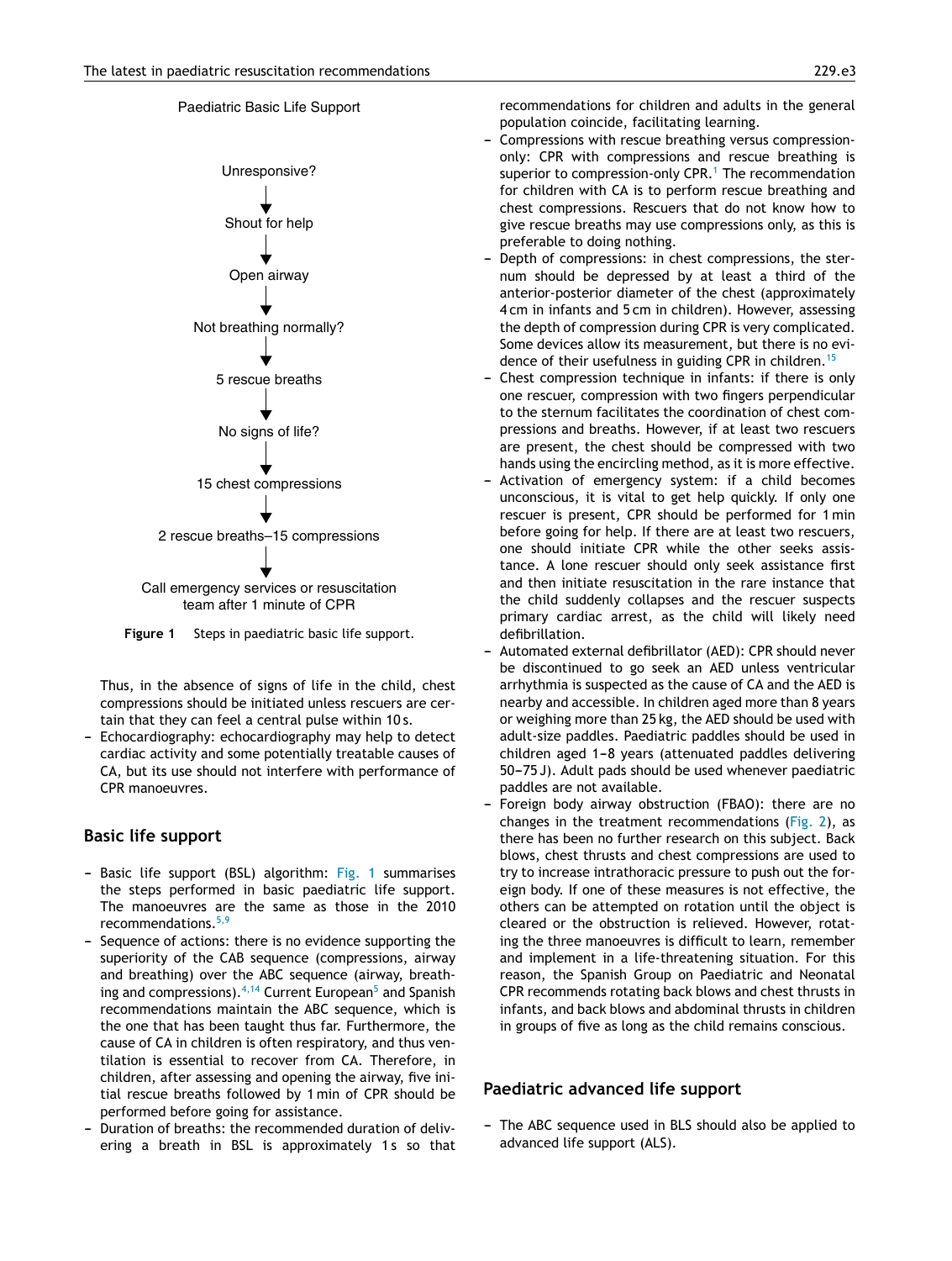Paediatric Basic Life Support

Unresponsive?
↓
Shout for help
↓
Open airway
↓
Not breathing normally?
↓
5 rescue breaths
↓
No signs of life?
↓
15 chest compressions
↓
2 rescue breaths–15 compressions
↓
Call emergency services or resuscitation team after 1 minute of CPR

**Figure 1** Steps in paediatric basic life support.

Thus, in the absence of signs of life in the child, chest compressions should be initiated unless rescuers are certain that they can feel a central pulse within 10 s.

- Echocardiography: echocardiography may help to detect cardiac activity and some potentially treatable causes of CA, but its use should not interfere with performance of CPR manoeuvres.

## Basic life support

- Basic life support (BSL) algorithm: Fig. 1 summarises the steps performed in basic paediatric life support. The manoeuvres are the same as those in the 2010 recommendations.[5,9]
- Sequence of actions: there is no evidence supporting the superiority of the CAB sequence (compressions, airway and breathing) over the ABC sequence (airway, breathing and compressions).[4,14] Current European[5] and Spanish recommendations maintain the ABC sequence, which is the one that has been taught thus far. Furthermore, the cause of CA in children is often respiratory, and thus ventilation is essential to recover from CA. Therefore, in children, after assessing and opening the airway, five initial rescue breaths followed by 1 min of CPR should be performed before going for assistance.
- Duration of breaths: the recommended duration of delivering a breath in BSL is approximately 1 s so that recommendations for children and adults in the general population coincide, facilitating learning.
- Compressions with rescue breathing versus compression-only: CPR with compressions and rescue breathing is superior to compression-only CPR.[1] The recommendation for children with CA is to perform rescue breathing and chest compressions. Rescuers that do not know how to give rescue breaths may use compressions only, as this is preferable to doing nothing.
- Depth of compressions: in chest compressions, the sternum should be depressed by at least a third of the anterior-posterior diameter of the chest (approximately 4 cm in infants and 5 cm in children). However, assessing the depth of compression during CPR is very complicated. Some devices allow its measurement, but there is no evidence of their usefulness in guiding CPR in children.[15]
- Chest compression technique in infants: if there is only one rescuer, compression with two fingers perpendicular to the sternum facilitates the coordination of chest compressions and breaths. However, if at least two rescuers are present, the chest should be compressed with two hands using the encircling method, as it is more effective.
- Activation of emergency system: if a child becomes unconscious, it is vital to get help quickly. If only one rescuer is present, CPR should be performed for 1 min before going for help. If there are at least two rescuers, one should initiate CPR while the other seeks assistance. A lone rescuer should only seek assistance first and then initiate resuscitation in the rare instance that the child suddenly collapses and the rescuer suspects primary cardiac arrest, as the child will likely need defibrillation.
- Automated external defibrillator (AED): CPR should never be discontinued to go seek an AED unless ventricular arrhythmia is suspected as the cause of CA and the AED is nearby and accessible. In children aged more than 8 years or weighing more than 25 kg, the AED should be used with adult-size paddles. Paediatric paddles should be used in children aged 1–8 years (attenuated paddles delivering 50–75 J). Adult pads should be used whenever paediatric paddles are not available.
- Foreign body airway obstruction (FBAO): there are no changes in the treatment recommendations (Fig. 2), as there has been no further research on this subject. Back blows, chest thrusts and chest compressions are used to try to increase intrathoracic pressure to push out the foreign body. If one of these measures is not effective, the others can be attempted on rotation until the object is cleared or the obstruction is relieved. However, rotating the three manoeuvres is difficult to learn, remember and implement in a life-threatening situation. For this reason, the Spanish Group on Paediatric and Neonatal CPR recommends rotating back blows and chest thrusts in infants, and back blows and abdominal thrusts in children in groups of five as long as the child remains conscious.

## Paediatric advanced life support

- The ABC sequence used in BLS should also be applied to advanced life support (ALS).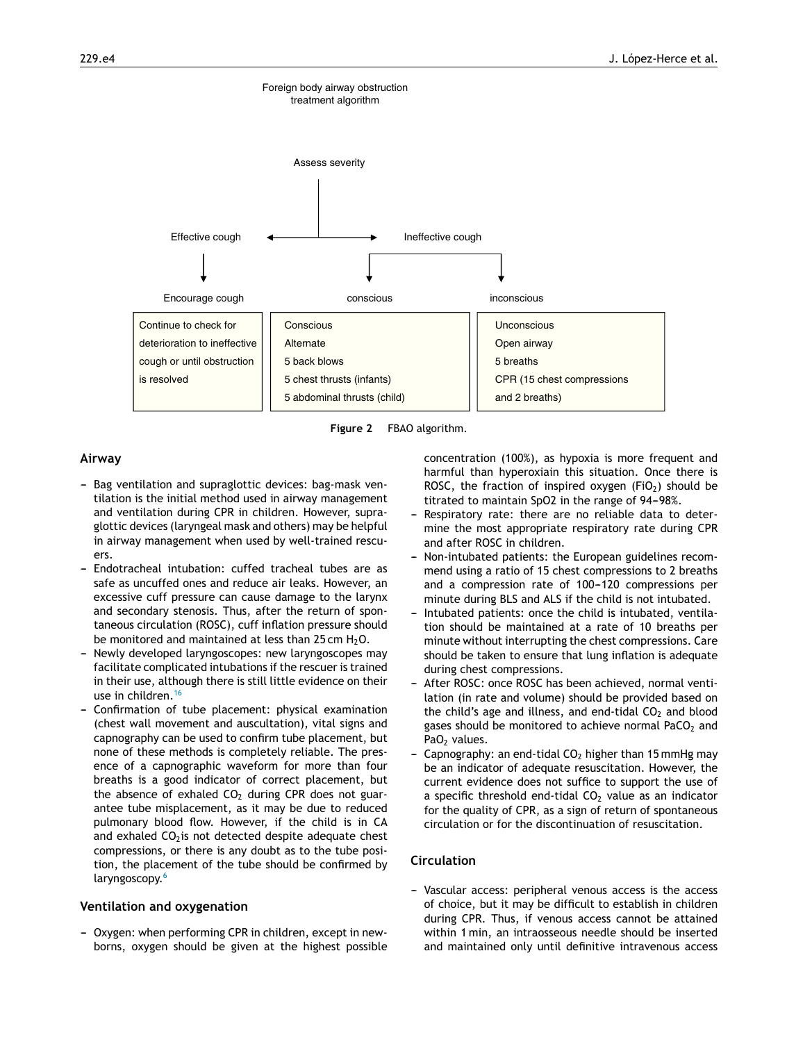Foreign body airway obstruction treatment algorithm

Assess severity

Effective cough → Encourage cough

Ineffective cough → conscious / inconscious

| Encourage cough | conscious | inconscious |
| --- | --- | --- |
| Continue to check for deterioration to ineffective cough or until obstruction is resolved | Conscious<br>Alternate<br>5 back blows<br>5 chest thrusts (infants)<br>5 abdominal thrusts (child) | Unconscious<br>Open airway<br>5 breaths<br>CPR (15 chest compressions and 2 breaths) |

**Figure 2** FBAO algorithm.

## Airway

- Bag ventilation and supraglottic devices: bag-mask ventilation is the initial method used in airway management and ventilation during CPR in children. However, supraglottic devices (laryngeal mask and others) may be helpful in airway management when used by well-trained rescuers.
- Endotracheal intubation: cuffed tracheal tubes are as safe as uncuffed ones and reduce air leaks. However, an excessive cuff pressure can cause damage to the larynx and secondary stenosis. Thus, after the return of spontaneous circulation (ROSC), cuff inflation pressure should be monitored and maintained at less than 25 cm $H_2O$.
- Newly developed laryngoscopes: new laryngoscopes may facilitate complicated intubations if the rescuer is trained in their use, although there is still little evidence on their use in children.[16]
- Confirmation of tube placement: physical examination (chest wall movement and auscultation), vital signs and capnography can be used to confirm tube placement, but none of these methods is completely reliable. The presence of a capnographic waveform for more than four breaths is a good indicator of correct placement, but the absence of exhaled $CO_2$ during CPR does not guarantee tube misplacement, as it may be due to reduced pulmonary blood flow. However, if the child is in CA and exhaled $CO_2$ is not detected despite adequate chest compressions, or there is any doubt as to the tube position, the placement of the tube should be confirmed by laryngoscopy.[6]

## Ventilation and oxygenation

- Oxygen: when performing CPR in children, except in newborns, oxygen should be given at the highest possible concentration (100%), as hypoxia is more frequent and harmful than hyperoxiain this situation. Once there is ROSC, the fraction of inspired oxygen ($FiO_2$) should be titrated to maintain SpO2 in the range of 94–98%.
- Respiratory rate: there are no reliable data to determine the most appropriate respiratory rate during CPR and after ROSC in children.
- Non-intubated patients: the European guidelines recommend using a ratio of 15 chest compressions to 2 breaths and a compression rate of 100–120 compressions per minute during BLS and ALS if the child is not intubated.
- Intubated patients: once the child is intubated, ventilation should be maintained at a rate of 10 breaths per minute without interrupting the chest compressions. Care should be taken to ensure that lung inflation is adequate during chest compressions.
- After ROSC: once ROSC has been achieved, normal ventilation (in rate and volume) should be provided based on the child's age and illness, and end-tidal $CO_2$ and blood gases should be monitored to achieve normal $PaCO_2$ and $PaO_2$ values.
- Capnography: an end-tidal $CO_2$ higher than 15 mmHg may be an indicator of adequate resuscitation. However, the current evidence does not suffice to support the use of a specific threshold end-tidal $CO_2$ value as an indicator for the quality of CPR, as a sign of return of spontaneous circulation or for the discontinuation of resuscitation.

## Circulation

- Vascular access: peripheral venous access is the access of choice, but it may be difficult to establish in children during CPR. Thus, if venous access cannot be attained within 1 min, an intraosseous needle should be inserted and maintained only until definitive intravenous access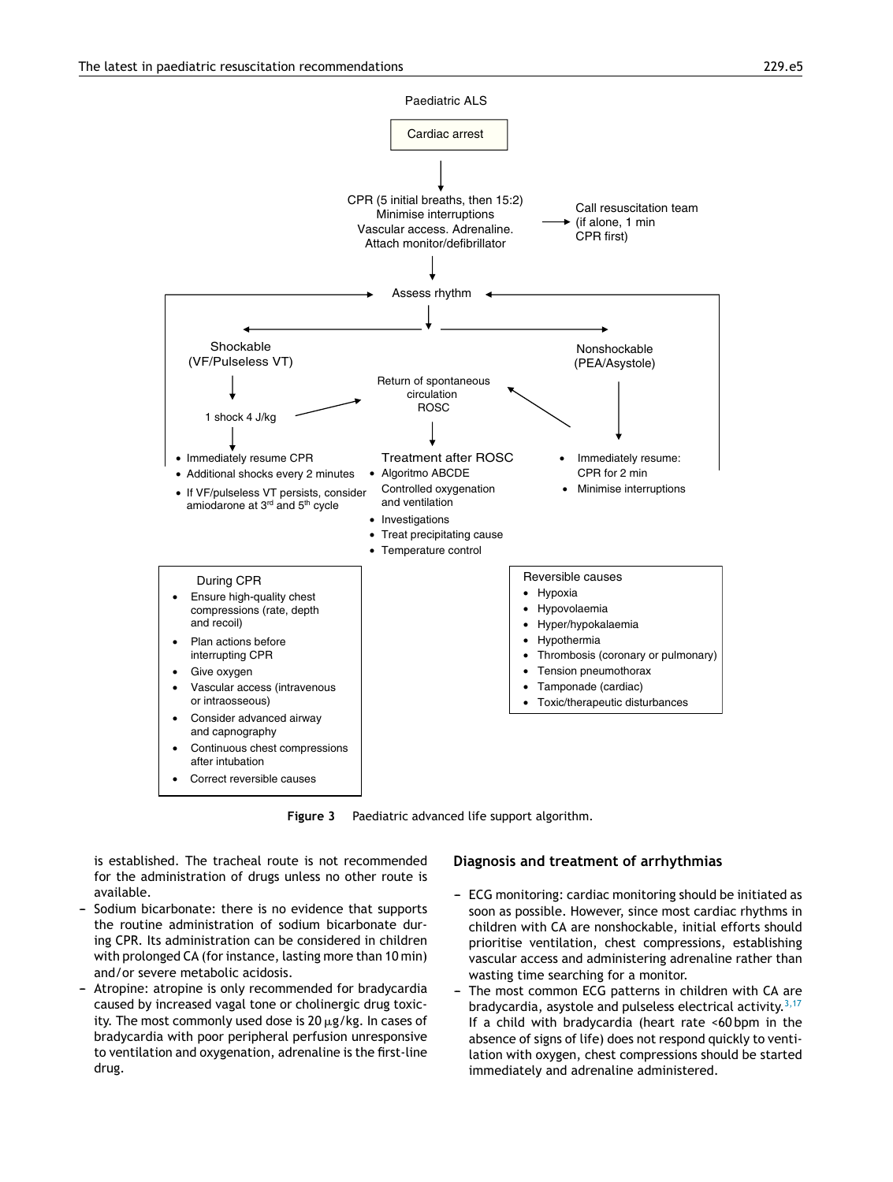Paediatric ALS

Cardiac arrest

CPR (5 initial breaths, then 15:2)
Minimise interruptions
Vascular access. Adrenaline.
Attach monitor/defibrillator

Call resuscitation team (if alone, 1 min CPR first)

Assess rhythm

Shockable (VF/Pulseless VT)

1 shock 4 J/kg

- Immediately resume CPR
- Additional shocks every 2 minutes
- If VF/pulseless VT persists, consider amiodarone at 3rd and 5th cycle

Return of spontaneous circulation ROSC

Treatment after ROSC

- Algoritmo ABCDE
- Controlled oxygenation and ventilation
- Investigations
- Treat precipitating cause
- Temperature control

Nonshockable (PEA/Asystole)

- Immediately resume: CPR for 2 min
- Minimise interruptions

During CPR

- Ensure high-quality chest compressions (rate, depth and recoil)
- Plan actions before interrupting CPR
- Give oxygen
- Vascular access (intravenous or intraosseous)
- Consider advanced airway and capnography
- Continuous chest compressions after intubation
- Correct reversible causes

Reversible causes

- Hypoxia
- Hypovolaemia
- Hyper/hypokalaemia
- Hypothermia
- Thrombosis (coronary or pulmonary)
- Tension pneumothorax
- Tamponade (cardiac)
- Toxic/therapeutic disturbances

**Figure 3** Paediatric advanced life support algorithm.

is established. The tracheal route is not recommended for the administration of drugs unless no other route is available.

- Sodium bicarbonate: there is no evidence that supports the routine administration of sodium bicarbonate during CPR. Its administration can be considered in children with prolonged CA (for instance, lasting more than 10 min) and/or severe metabolic acidosis.
- Atropine: atropine is only recommended for bradycardia caused by increased vagal tone or cholinergic drug toxicity. The most commonly used dose is 20 $\mu$g/kg. In cases of bradycardia with poor peripheral perfusion unresponsive to ventilation and oxygenation, adrenaline is the first-line drug.

## Diagnosis and treatment of arrhythmias

- ECG monitoring: cardiac monitoring should be initiated as soon as possible. However, since most cardiac rhythms in children with CA are nonshockable, initial efforts should prioritise ventilation, chest compressions, establishing vascular access and administering adrenaline rather than wasting time searching for a monitor.
- The most common ECG patterns in children with CA are bradycardia, asystole and pulseless electrical activity.[3,17] If a child with bradycardia (heart rate <60 bpm in the absence of signs of life) does not respond quickly to ventilation with oxygen, chest compressions should be started immediately and adrenaline administered.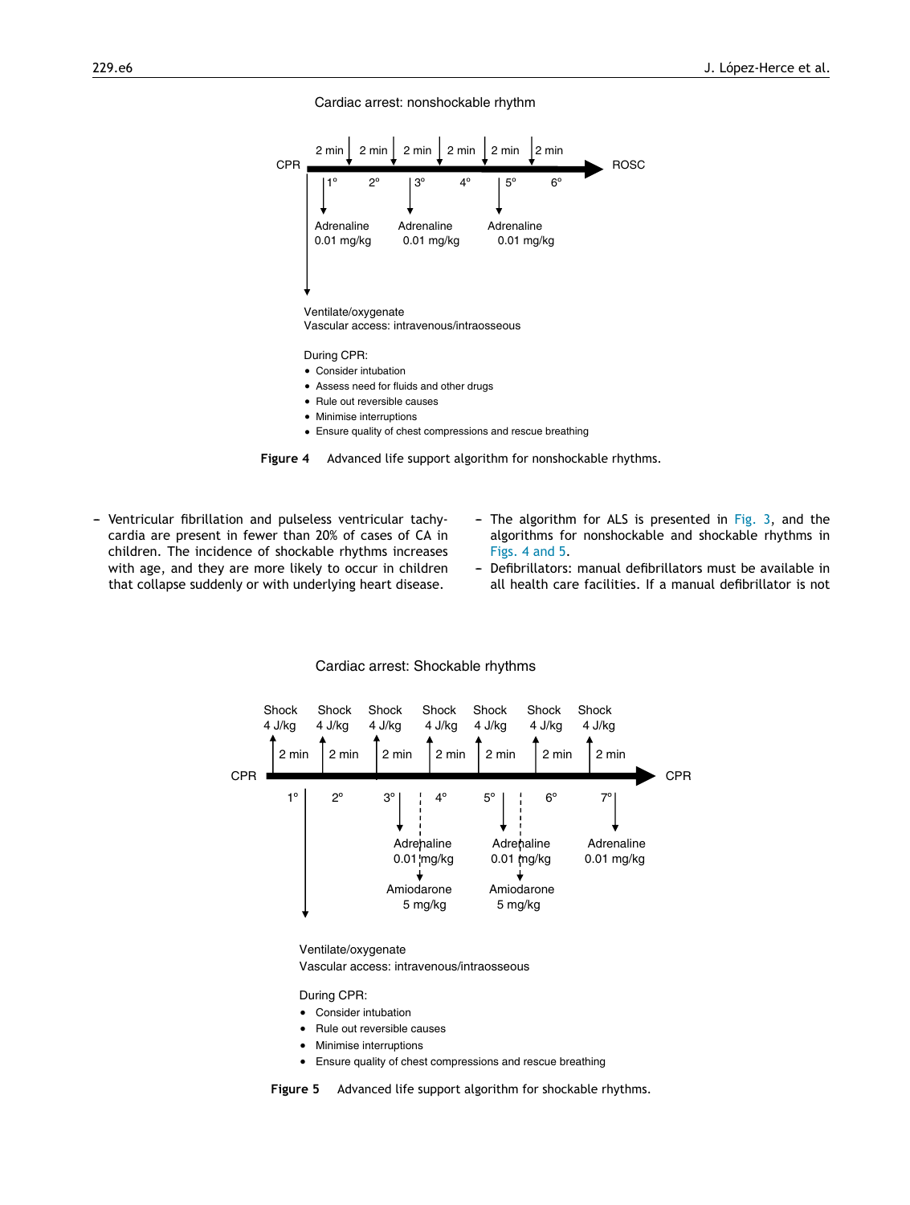Cardiac arrest: nonshockable rhythm

CPR → ROSC

2 min | 2 min | 2 min | 2 min | 2 min | 2 min

1° 2° 3° 4° 5° 6°

Adrenaline 0.01 mg/kg (1°), Adrenaline 0.01 mg/kg (3°), Adrenaline 0.01 mg/kg (5°)

Ventilate/oxygenate
Vascular access: intravenous/intraosseous

During CPR:

- Consider intubation
- Assess need for fluids and other drugs
- Rule out reversible causes
- Minimise interruptions
- Ensure quality of chest compressions and rescue breathing

**Figure 4** Advanced life support algorithm for nonshockable rhythms.

– Ventricular fibrillation and pulseless ventricular tachycardia are present in fewer than 20% of cases of CA in children. The incidence of shockable rhythms increases with age, and they are more likely to occur in children that collapse suddenly or with underlying heart disease.

– The algorithm for ALS is presented in Fig. 3, and the algorithms for nonshockable and shockable rhythms in Figs. 4 and 5.

– Defibrillators: manual defibrillators must be available in all health care facilities. If a manual defibrillator is not

Cardiac arrest: Shockable rhythms

CPR → CPR

Shock 4 J/kg ×7, each followed by 2 min

1° 2° 3° 4° 5° 6° 7°

Adrenaline 0.01 mg/kg (3°), Amiodarone 5 mg/kg; Adrenaline 0.01 mg/kg (5°), Amiodarone 5 mg/kg; Adrenaline 0.01 mg/kg (7°)

Ventilate/oxygenate
Vascular access: intravenous/intraosseous

During CPR:

- Consider intubation
- Rule out reversible causes
- Minimise interruptions
- Ensure quality of chest compressions and rescue breathing

**Figure 5** Advanced life support algorithm for shockable rhythms.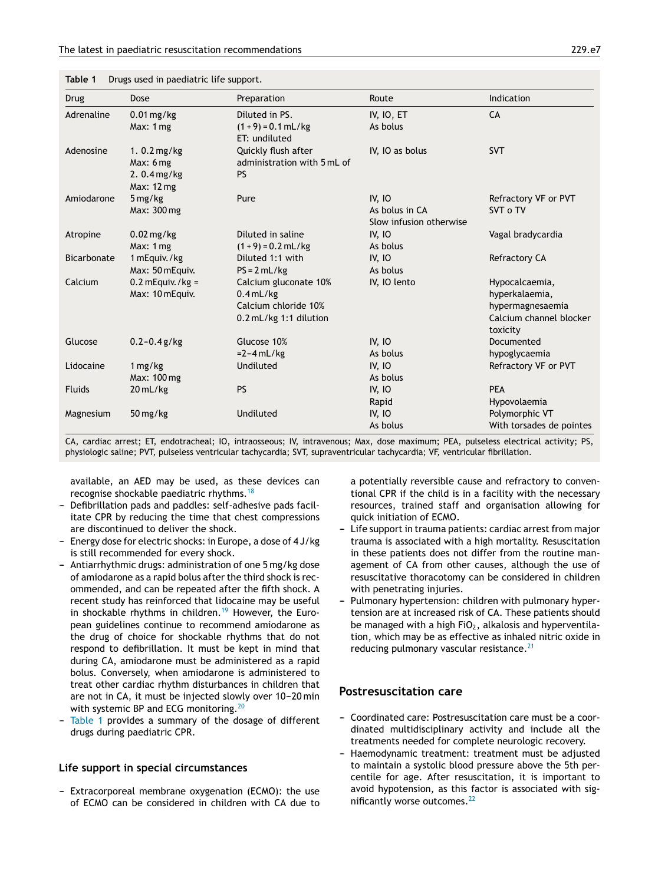**Table 1** Drugs used in paediatric life support.

| Drug | Dose | Preparation | Route | Indication |
|---|---|---|---|---|
| Adrenaline | 0.01 mg/kg<br>Max: 1 mg | Diluted in PS.<br>(1 + 9) = 0.1 mL/kg<br>ET: undiluted | IV, IO, ET<br>As bolus | CA |
| Adenosine | 1. 0.2 mg/kg<br>Max: 6 mg<br>2. 0.4 mg/kg<br>Max: 12 mg | Quickly flush after administration with 5 mL of PS | IV, IO as bolus | SVT |
| Amiodarone | 5 mg/kg<br>Max: 300 mg | Pure | IV, IO<br>As bolus in CA<br>Slow infusion otherwise | Refractory VF or PVT<br>SVT o TV |
| Atropine | 0.02 mg/kg<br>Max: 1 mg | Diluted in saline<br>(1 + 9) = 0.2 mL/kg | IV, IO<br>As bolus | Vagal bradycardia |
| Bicarbonate | 1 mEquiv./kg<br>Max: 50 mEquiv. | Diluted 1:1 with<br>PS = 2 mL/kg | IV, IO<br>As bolus | Refractory CA |
| Calcium | 0.2 mEquiv./kg =<br>Max: 10 mEquiv. | Calcium gluconate 10%<br>0.4 mL/kg<br>Calcium chloride 10%<br>0.2 mL/kg 1:1 dilution | IV, IO lento | Hypocalcaemia, hyperkalaemia, hypermagnesaemia<br>Calcium channel blocker toxicity |
| Glucose | 0.2–0.4 g/kg | Glucose 10%<br>=2–4 mL/kg | IV, IO<br>As bolus | Documented hypoglycaemia |
| Lidocaine | 1 mg/kg<br>Max: 100 mg | Undiluted | IV, IO<br>As bolus | Refractory VF or PVT |
| Fluids | 20 mL/kg | PS | IV, IO<br>Rapid | PEA<br>Hypovolaemia |
| Magnesium | 50 mg/kg | Undiluted | IV, IO<br>As bolus | Polymorphic VT<br>With torsades de pointes |

CA, cardiac arrest; ET, endotracheal; IO, intraosseous; IV, intravenous; Max, dose maximum; PEA, pulseless electrical activity; PS, physiologic saline; PVT, pulseless ventricular tachycardia; SVT, supraventricular tachycardia; VF, ventricular fibrillation.

available, an AED may be used, as these devices can recognise shockable paediatric rhythms.[18]

- Defibrillation pads and paddles: self-adhesive pads facilitate CPR by reducing the time that chest compressions are discontinued to deliver the shock.
- Energy dose for electric shocks: in Europe, a dose of 4 J/kg is still recommended for every shock.
- Antiarrhythmic drugs: administration of one 5 mg/kg dose of amiodarone as a rapid bolus after the third shock is recommended, and can be repeated after the fifth shock. A recent study has reinforced that lidocaine may be useful in shockable rhythms in children.[19] However, the European guidelines continue to recommend amiodarone as the drug of choice for shockable rhythms that do not respond to defibrillation. It must be kept in mind that during CA, amiodarone must be administered as a rapid bolus. Conversely, when amiodarone is administered to treat other cardiac rhythm disturbances in children that are not in CA, it must be injected slowly over 10–20 min with systemic BP and ECG monitoring.[20]
- Table 1 provides a summary of the dosage of different drugs during paediatric CPR.

## Life support in special circumstances

- Extracorporeal membrane oxygenation (ECMO): the use of ECMO can be considered in children with CA due to a potentially reversible cause and refractory to conventional CPR if the child is in a facility with the necessary resources, trained staff and organisation allowing for quick initiation of ECMO.
- Life support in trauma patients: cardiac arrest from major trauma is associated with a high mortality. Resuscitation in these patients does not differ from the routine management of CA from other causes, although the use of resuscitative thoracotomy can be considered in children with penetrating injuries.
- Pulmonary hypertension: children with pulmonary hypertension are at increased risk of CA. These patients should be managed with a high $FiO_2$, alkalosis and hyperventilation, which may be as effective as inhaled nitric oxide in reducing pulmonary vascular resistance.[21]

## Postresuscitation care

- Coordinated care: Postresuscitation care must be a coordinated multidisciplinary activity and include all the treatments needed for complete neurologic recovery.
- Haemodynamic treatment: treatment must be adjusted to maintain a systolic blood pressure above the 5th percentile for age. After resuscitation, it is important to avoid hypotension, as this factor is associated with significantly worse outcomes.[22]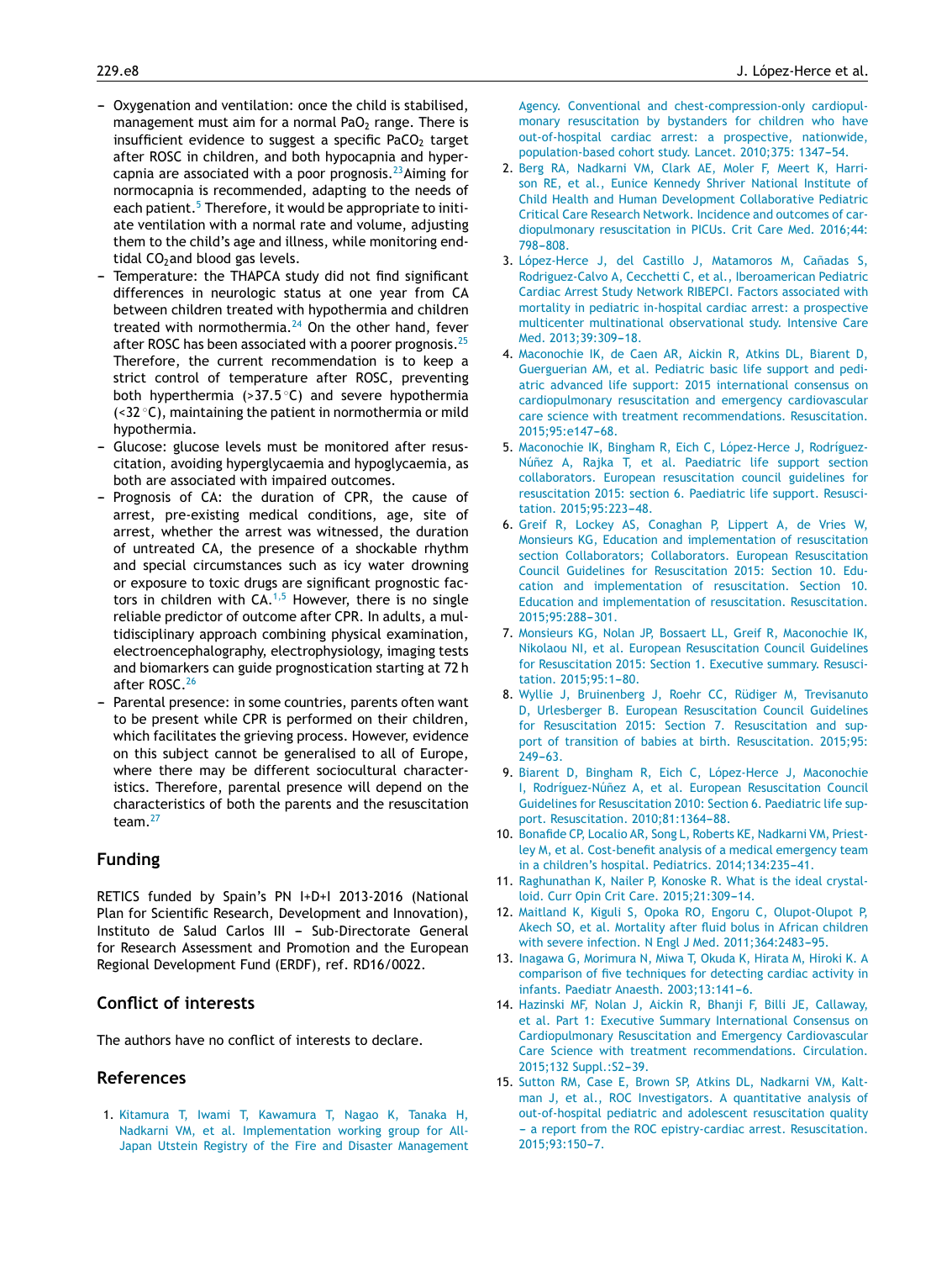- Oxygenation and ventilation: once the child is stabilised, management must aim for a normal $PaO_2$ range. There is insufficient evidence to suggest a specific $PaCO_2$ target after ROSC in children, and both hypocapnia and hypercapnia are associated with a poor prognosis.[23] Aiming for normocapnia is recommended, adapting to the needs of each patient.[5] Therefore, it would be appropriate to initiate ventilation with a normal rate and volume, adjusting them to the child's age and illness, while monitoring end-tidal $CO_2$ and blood gas levels.
- Temperature: the THAPCA study did not find significant differences in neurologic status at one year from CA between children treated with hypothermia and children treated with normothermia.[24] On the other hand, fever after ROSC has been associated with a poorer prognosis.[25] Therefore, the current recommendation is to keep a strict control of temperature after ROSC, preventing both hyperthermia (>37.5 °C) and severe hypothermia (<32 °C), maintaining the patient in normothermia or mild hypothermia.
- Glucose: glucose levels must be monitored after resuscitation, avoiding hyperglycaemia and hypoglycaemia, as both are associated with impaired outcomes.
- Prognosis of CA: the duration of CPR, the cause of arrest, pre-existing medical conditions, age, site of arrest, whether the arrest was witnessed, the duration of untreated CA, the presence of a shockable rhythm and special circumstances such as icy water drowning or exposure to toxic drugs are significant prognostic factors in children with CA.[1,5] However, there is no single reliable predictor of outcome after CPR. In adults, a multidisciplinary approach combining physical examination, electroencephalography, electrophysiology, imaging tests and biomarkers can guide prognostication starting at 72 h after ROSC.[26]
- Parental presence: in some countries, parents often want to be present while CPR is performed on their children, which facilitates the grieving process. However, evidence on this subject cannot be generalised to all of Europe, where there may be different sociocultural characteristics. Therefore, parental presence will depend on the characteristics of both the parents and the resuscitation team.[27]

## Funding

RETICS funded by Spain's PN I+D+I 2013-2016 (National Plan for Scientific Research, Development and Innovation), Instituto de Salud Carlos III – Sub-Directorate General for Research Assessment and Promotion and the European Regional Development Fund (ERDF), ref. RD16/0022.

## Conflict of interests

The authors have no conflict of interests to declare.

## References

1. Kitamura T, Iwami T, Kawamura T, Nagao K, Tanaka H, Nadkarni VM, et al. Implementation working group for All-Japan Utstein Registry of the Fire and Disaster Management Agency. Conventional and chest-compression-only cardiopulmonary resuscitation by bystanders for children who have out-of-hospital cardiac arrest: a prospective, nationwide, population-based cohort study. Lancet. 2010;375: 1347–54.
2. Berg RA, Nadkarni VM, Clark AE, Moler F, Meert K, Harrison RE, et al., Eunice Kennedy Shriver National Institute of Child Health and Human Development Collaborative Pediatric Critical Care Research Network. Incidence and outcomes of cardiopulmonary resuscitation in PICUs. Crit Care Med. 2016;44: 798–808.
3. López-Herce J, del Castillo J, Matamoros M, Cañadas S, Rodriguez-Calvo A, Cecchetti C, et al., Iberoamerican Pediatric Cardiac Arrest Study Network RIBEPCI. Factors associated with mortality in pediatric in-hospital cardiac arrest: a prospective multicenter multinational observational study. Intensive Care Med. 2013;39:309–18.
4. Maconochie IK, de Caen AR, Aickin R, Atkins DL, Biarent D, Guerguerian AM, et al. Pediatric basic life support and pediatric advanced life support: 2015 international consensus on cardiopulmonary resuscitation and emergency cardiovascular care science with treatment recommendations. Resuscitation. 2015;95:e147–68.
5. Maconochie IK, Bingham R, Eich C, López-Herce J, Rodríguez-Núñez A, Rajka T, et al. Paediatric life support section collaborators. European resuscitation council guidelines for resuscitation 2015: section 6. Paediatric life support. Resuscitation. 2015;95:223–48.
6. Greif R, Lockey AS, Conaghan P, Lippert A, de Vries W, Monsieurs KG, Education and implementation of resuscitation section Collaborators; Collaborators. European Resuscitation Council Guidelines for Resuscitation 2015: Section 10. Education and implementation of resuscitation. Section 10. Education and implementation of resuscitation. Resuscitation. 2015;95:288–301.
7. Monsieurs KG, Nolan JP, Bossaert LL, Greif R, Maconochie IK, Nikolaou NI, et al. European Resuscitation Council Guidelines for Resuscitation 2015: Section 1. Executive summary. Resuscitation. 2015;95:1–80.
8. Wyllie J, Bruinenberg J, Roehr CC, Rüdiger M, Trevisanuto D, Urlesberger B. European Resuscitation Council Guidelines for Resuscitation 2015: Section 7. Resuscitation and support of transition of babies at birth. Resuscitation. 2015;95: 249–63.
9. Biarent D, Bingham R, Eich C, López-Herce J, Maconochie I, Rodríguez-Núñez A, et al. European Resuscitation Council Guidelines for Resuscitation 2010: Section 6. Paediatric life support. Resuscitation. 2010;81:1364–88.
10. Bonafide CP, Localio AR, Song L, Roberts KE, Nadkarni VM, Priestley M, et al. Cost-benefit analysis of a medical emergency team in a children's hospital. Pediatrics. 2014;134:235–41.
11. Raghunathan K, Nailer P, Konoske R. What is the ideal crystalloid. Curr Opin Crit Care. 2015;21:309–14.
12. Maitland K, Kiguli S, Opoka RO, Engoru C, Olupot-Olupot P, Akech SO, et al. Mortality after fluid bolus in African children with severe infection. N Engl J Med. 2011;364:2483–95.
13. Inagawa G, Morimura N, Miwa T, Okuda K, Hirata M, Hiroki K. A comparison of five techniques for detecting cardiac activity in infants. Paediatr Anaesth. 2003;13:141–6.
14. Hazinski MF, Nolan J, Aickin R, Bhanji F, Billi JE, Callaway, et al. Part 1: Executive Summary International Consensus on Cardiopulmonary Resuscitation and Emergency Cardiovascular Care Science with treatment recommendations. Circulation. 2015;132 Suppl.:S2–39.
15. Sutton RM, Case E, Brown SP, Atkins DL, Nadkarni VM, Kaltman J, et al., ROC Investigators. A quantitative analysis of out-of-hospital pediatric and adolescent resuscitation quality – a report from the ROC epistry-cardiac arrest. Resuscitation. 2015;93:150–7.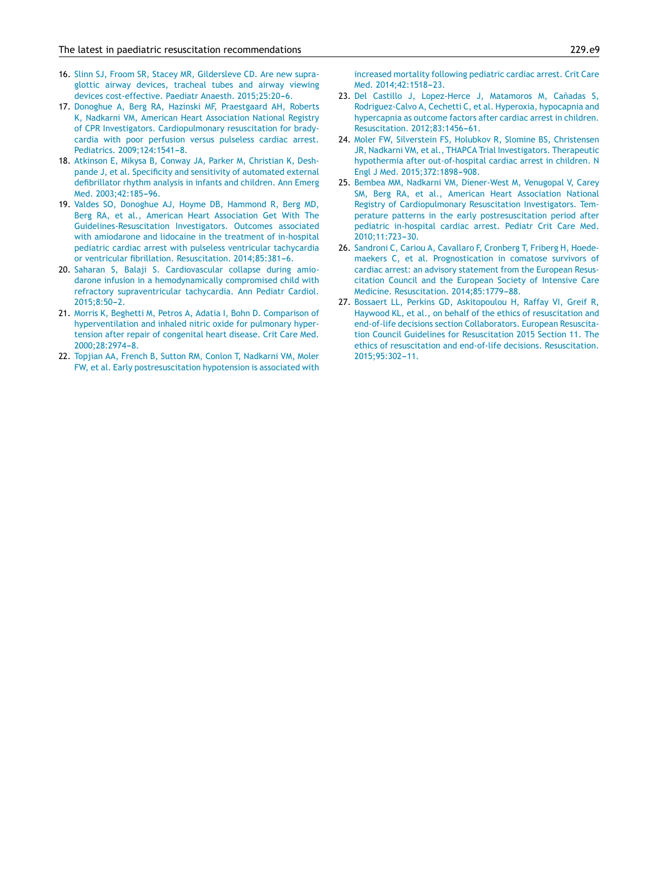16. Slinn SJ, Froom SR, Stacey MR, Gildersleve CD. Are new supraglottic airway devices, tracheal tubes and airway viewing devices cost-effective. Paediatr Anaesth. 2015;25:20–6.
17. Donoghue A, Berg RA, Hazinski MF, Praestgaard AH, Roberts K, Nadkarni VM, American Heart Association National Registry of CPR Investigators. Cardiopulmonary resuscitation for bradycardia with poor perfusion versus pulseless cardiac arrest. Pediatrics. 2009;124:1541–8.
18. Atkinson E, Mikysa B, Conway JA, Parker M, Christian K, Deshpande J, et al. Specificity and sensitivity of automated external defibrillator rhythm analysis in infants and children. Ann Emerg Med. 2003;42:185–96.
19. Valdes SO, Donoghue AJ, Hoyme DB, Hammond R, Berg MD, Berg RA, et al., American Heart Association Get With The Guidelines-Resuscitation Investigators. Outcomes associated with amiodarone and lidocaine in the treatment of in-hospital pediatric cardiac arrest with pulseless ventricular tachycardia or ventricular fibrillation. Resuscitation. 2014;85:381–6.
20. Saharan S, Balaji S. Cardiovascular collapse during amiodarone infusion in a hemodynamically compromised child with refractory supraventricular tachycardia. Ann Pediatr Cardiol. 2015;8:50–2.
21. Morris K, Beghetti M, Petros A, Adatia I, Bohn D. Comparison of hyperventilation and inhaled nitric oxide for pulmonary hypertension after repair of congenital heart disease. Crit Care Med. 2000;28:2974–8.
22. Topjian AA, French B, Sutton RM, Conlon T, Nadkarni VM, Moler FW, et al. Early postresuscitation hypotension is associated with increased mortality following pediatric cardiac arrest. Crit Care Med. 2014;42:1518–23.
23. Del Castillo J, Lopez-Herce J, Matamoros M, Cañadas S, Rodriguez-Calvo A, Cechetti C, et al. Hyperoxia, hypocapnia and hypercapnia as outcome factors after cardiac arrest in children. Resuscitation. 2012;83:1456–61.
24. Moler FW, Silverstein FS, Holubkov R, Slomine BS, Christensen JR, Nadkarni VM, et al., THAPCA Trial Investigators. Therapeutic hypothermia after out-of-hospital cardiac arrest in children. N Engl J Med. 2015;372:1898–908.
25. Bembea MM, Nadkarni VM, Diener-West M, Venugopal V, Carey SM, Berg RA, et al., American Heart Association National Registry of Cardiopulmonary Resuscitation Investigators. Temperature patterns in the early postresuscitation period after pediatric in-hospital cardiac arrest. Pediatr Crit Care Med. 2010;11:723–30.
26. Sandroni C, Cariou A, Cavallaro F, Cronberg T, Friberg H, Hoedemaekers C, et al. Prognostication in comatose survivors of cardiac arrest: an advisory statement from the European Resuscitation Council and the European Society of Intensive Care Medicine. Resuscitation. 2014;85:1779–88.
27. Bossaert LL, Perkins GD, Askitopoulou H, Raffay VI, Greif R, Haywood KL, et al., on behalf of the ethics of resuscitation and end-of-life decisions section Collaborators. European Resuscitation Council Guidelines for Resuscitation 2015 Section 11. The ethics of resuscitation and end-of-life decisions. Resuscitation. 2015;95:302–11.